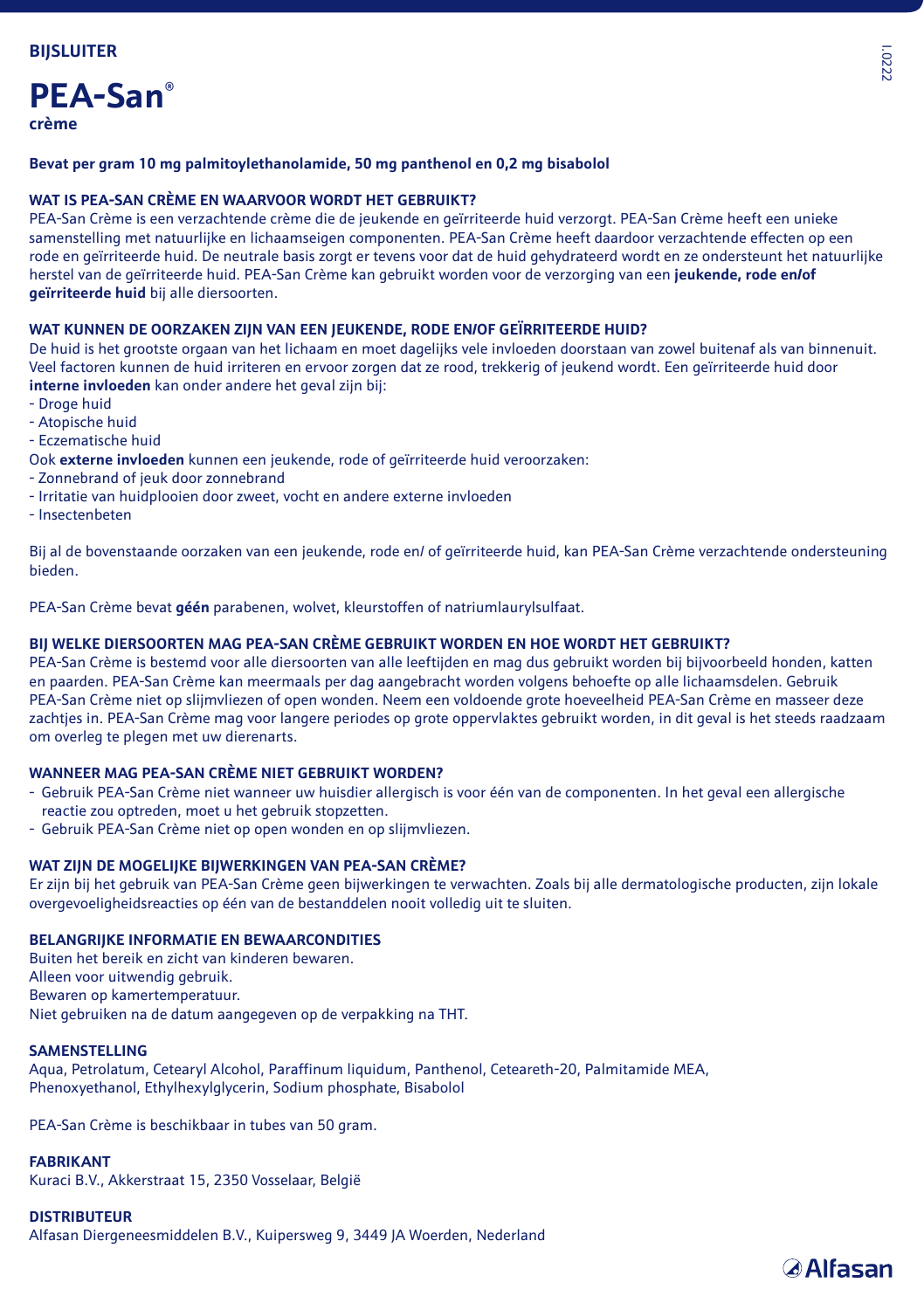**BIJSLUITER**

# PEA-San®

**crème**

**Bevat per gram 10 mg palmitoylethanolamide, 50 mg panthenol en 0,2 mg bisabolol**

## WAT IS PEA-SAN CRÈME EN WAARVOOR WORDT HET GEBRUIKT?

PEA-San Crème is een verzachtende crème die de jeukende en geïrriteerde huid verzorgt. PEA-San Crème heeft een unieke samenstelling met natuurlijke en lichaamseigen componenten. PEA-San Crème heeft daardoor verzachtende effecten op een rode en geïrriteerde huid. De neutrale basis zorgt er tevens voor dat de huid gehydrateerd wordt en ze ondersteunt het natuurlijke herstel van de geïrriteerde huid. PEA-San Crème kan gebruikt worden voor de verzorging van een **jeukende, rode en/of geïrriteerde huid** bij alle diersoorten.

## WAT KUNNEN DE OORZAKEN ZIJN VAN EEN JEUKENDE, RODE EN/OF GEÏRRITEERDE HUID?

De huid is het grootste orgaan van het lichaam en moet dagelijks vele invloeden doorstaan van zowel buitenaf als van binnenuit. Veel factoren kunnen de huid irriteren en ervoor zorgen dat ze rood, trekkerig of jeukend wordt. Een geïrriteerde huid door **interne invloeden** kan onder andere het geval zijn bij:

- Droge huid
- Atopische huid
- Eczematische huid

Ook **externe invloeden** kunnen een jeukende, rode of geïrriteerde huid veroorzaken:

- Zonnebrand of jeuk door zonnebrand
- Irritatie van huidplooien door zweet, vocht en andere externe invloeden
- Insectenbeten

Bij al de bovenstaande oorzaken van een jeukende, rode en/ of geïrriteerde huid, kan PEA-San Crème verzachtende ondersteuning bieden.

PEA-San Crème bevat **géén** parabenen, wolvet, kleurstoffen of natriumlaurylsulfaat.

## BIJ WELKE DIERSOORTEN MAG PEA-SAN CRÈME GEBRUIKT WORDEN EN HOE WORDT HET GEBRUIKT?

PEA-San Crème is bestemd voor alle diersoorten van alle leeftijden en mag dus gebruikt worden bij bijvoorbeeld honden, katten en paarden. PEA-San Crème kan meermaals per dag aangebracht worden volgens behoefte op alle lichaamsdelen. Gebruik PEA-San Crème niet op slijmvliezen of open wonden. Neem een voldoende grote hoeveelheid PEA-San Crème en masseer deze zachtjes in. PEA-San Crème mag voor langere periodes op grote oppervlaktes gebruikt worden, in dit geval is het steeds raadzaam om overleg te plegen met uw dierenarts.

## WANNEER MAG PEA-SAN CRÈME NIET GEBRUIKT WORDEN?

- Gebruik PEA-San Crème niet wanneer uw huisdier allergisch is voor één van de componenten. In het geval een allergische reactie zou optreden, moet u het gebruik stopzetten.
- Gebruik PEA-San Crème niet op open wonden en op slijmvliezen.

## WAT ZIJN DE MOGELIJKE BIJWERKINGEN VAN PEA-SAN CRÈME?

Er zijn bij het gebruik van PEA-San Crème geen bijwerkingen te verwachten. Zoals bij alle dermatologische producten, zijn lokale overgevoeligheidsreacties op één van de bestanddelen nooit volledig uit te sluiten.

## BELANGRIJKE INFORMATIE EN BEWAARCONDITIES

Buiten het bereik en zicht van kinderen bewaren.
Alleen voor uitwendig gebruik.
Bewaren op kamertemperatuur.
Niet gebruiken na de datum aangegeven op de verpakking na THT.

## SAMENSTELLING

Aqua, Petrolatum, Cetearyl Alcohol, Paraffinum liquidum, Panthenol, Ceteareth-20, Palmitamide MEA, Phenoxyethanol, Ethylhexylglycerin, Sodium phosphate, Bisabolol

PEA-San Crème is beschikbaar in tubes van 50 gram.

## FABRIKANT

Kuraci B.V., Akkerstraat 15, 2350 Vosselaar, België

## DISTRIBUTEUR

Alfasan Diergeneesmiddelen B.V., Kuipersweg 9, 3449 JA Woerden, Nederland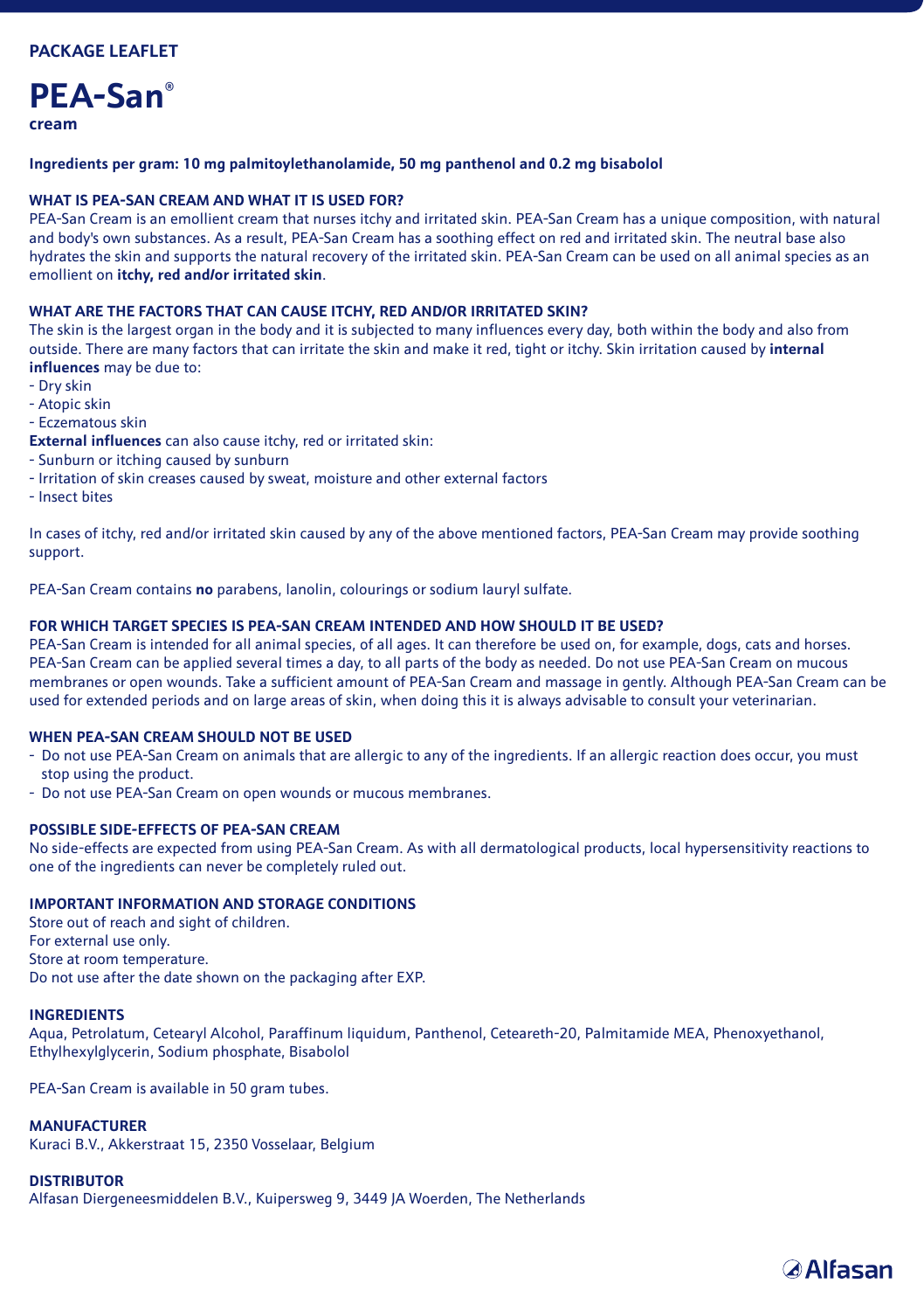PACKAGE LEAFLET

# PEA-San®

**cream**

**Ingredients per gram: 10 mg palmitoylethanolamide, 50 mg panthenol and 0.2 mg bisabolol**

## WHAT IS PEA-SAN CREAM AND WHAT IT IS USED FOR?

PEA-San Cream is an emollient cream that nurses itchy and irritated skin. PEA-San Cream has a unique composition, with natural and body's own substances. As a result, PEA-San Cream has a soothing effect on red and irritated skin. The neutral base also hydrates the skin and supports the natural recovery of the irritated skin. PEA-San Cream can be used on all animal species as an emollient on **itchy, red and/or irritated skin**.

## WHAT ARE THE FACTORS THAT CAN CAUSE ITCHY, RED AND/OR IRRITATED SKIN?

The skin is the largest organ in the body and it is subjected to many influences every day, both within the body and also from outside. There are many factors that can irritate the skin and make it red, tight or itchy. Skin irritation caused by **internal influences** may be due to:

- Dry skin
- Atopic skin
- Eczematous skin

**External influences** can also cause itchy, red or irritated skin:

- Sunburn or itching caused by sunburn
- Irritation of skin creases caused by sweat, moisture and other external factors
- Insect bites

In cases of itchy, red and/or irritated skin caused by any of the above mentioned factors, PEA-San Cream may provide soothing support.

PEA-San Cream contains **no** parabens, lanolin, colourings or sodium lauryl sulfate.

## FOR WHICH TARGET SPECIES IS PEA-SAN CREAM INTENDED AND HOW SHOULD IT BE USED?

PEA-San Cream is intended for all animal species, of all ages. It can therefore be used on, for example, dogs, cats and horses. PEA-San Cream can be applied several times a day, to all parts of the body as needed. Do not use PEA-San Cream on mucous membranes or open wounds. Take a sufficient amount of PEA-San Cream and massage in gently. Although PEA-San Cream can be used for extended periods and on large areas of skin, when doing this it is always advisable to consult your veterinarian.

## WHEN PEA-SAN CREAM SHOULD NOT BE USED

- Do not use PEA-San Cream on animals that are allergic to any of the ingredients. If an allergic reaction does occur, you must stop using the product.
- Do not use PEA-San Cream on open wounds or mucous membranes.

## POSSIBLE SIDE-EFFECTS OF PEA-SAN CREAM

No side-effects are expected from using PEA-San Cream. As with all dermatological products, local hypersensitivity reactions to one of the ingredients can never be completely ruled out.

## IMPORTANT INFORMATION AND STORAGE CONDITIONS

Store out of reach and sight of children.
For external use only.
Store at room temperature.
Do not use after the date shown on the packaging after EXP.

## INGREDIENTS

Aqua, Petrolatum, Cetearyl Alcohol, Paraffinum liquidum, Panthenol, Ceteareth-20, Palmitamide MEA, Phenoxyethanol, Ethylhexylglycerin, Sodium phosphate, Bisabolol

PEA-San Cream is available in 50 gram tubes.

## MANUFACTURER

Kuraci B.V., Akkerstraat 15, 2350 Vosselaar, Belgium

## DISTRIBUTOR

Alfasan Diergeneesmiddelen B.V., Kuipersweg 9, 3449 JA Woerden, The Netherlands

Alfasan